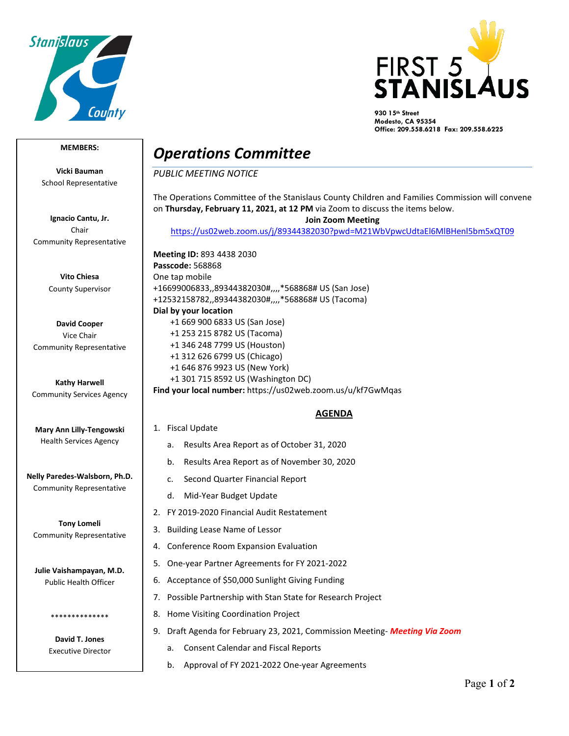FIRST 5 STANISLAUS

930 15th Street
Modesto, CA 95354
Office: 209.558.6218 Fax: 209.558.6225

# Operations Committee

*PUBLIC MEETING NOTICE*

The Operations Committee of the Stanislaus County Children and Families Commission will convene on **Thursday, February 11, 2021, at 12 PM** via Zoom to discuss the items below.

**Join Zoom Meeting**
https://us02web.zoom.us/j/89344382030?pwd=M21WbVpwcUdtaEl6MlBHenl5bm5xQT09

**Meeting ID:** 893 4438 2030
**Passcode:** 568868
One tap mobile
+16699006833,,89344382030#,,,,*568868# US (San Jose)
+12532158782,,89344382030#,,,,*568868# US (Tacoma)
**Dial by your location**
+1 669 900 6833 US (San Jose)
+1 253 215 8782 US (Tacoma)
+1 346 248 7799 US (Houston)
+1 312 626 6799 US (Chicago)
+1 646 876 9923 US (New York)
+1 301 715 8592 US (Washington DC)
**Find your local number:** https://us02web.zoom.us/u/kf7GwMqas

## AGENDA

1. Fiscal Update
   a. Results Area Report as of October 31, 2020
   b. Results Area Report as of November 30, 2020
   c. Second Quarter Financial Report
   d. Mid-Year Budget Update
2. FY 2019-2020 Financial Audit Restatement
3. Building Lease Name of Lessor
4. Conference Room Expansion Evaluation
5. One-year Partner Agreements for FY 2021-2022
6. Acceptance of $50,000 Sunlight Giving Funding
7. Possible Partnership with Stan State for Research Project
8. Home Visiting Coordination Project
9. Draft Agenda for February 23, 2021, Commission Meeting- ***Meeting Via Zoom***
   a. Consent Calendar and Fiscal Reports
   b. Approval of FY 2021-2022 One-year Agreements

**MEMBERS:**

**Vicki Bauman**
School Representative

**Ignacio Cantu, Jr.**
Chair
Community Representative

**Vito Chiesa**
County Supervisor

**David Cooper**
Vice Chair
Community Representative

**Kathy Harwell**
Community Services Agency

**Mary Ann Lilly-Tengowski**
Health Services Agency

**Nelly Paredes-Walsborn, Ph.D.**
Community Representative

**Tony Lomeli**
Community Representative

**Julie Vaishampayan, M.D.**
Public Health Officer

**************

**David T. Jones**
Executive Director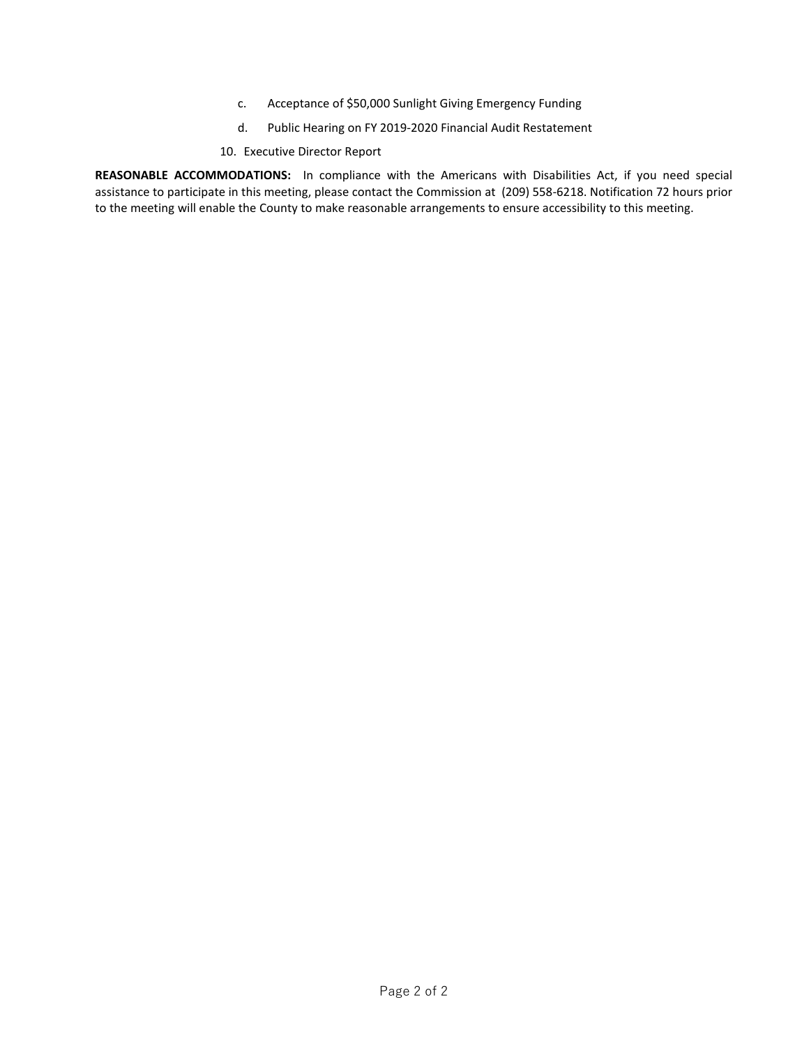c. Acceptance of $50,000 Sunlight Giving Emergency Funding

   d. Public Hearing on FY 2019-2020 Financial Audit Restatement

10. Executive Director Report

**REASONABLE ACCOMMODATIONS:** In compliance with the Americans with Disabilities Act, if you need special assistance to participate in this meeting, please contact the Commission at (209) 558-6218. Notification 72 hours prior to the meeting will enable the County to make reasonable arrangements to ensure accessibility to this meeting.